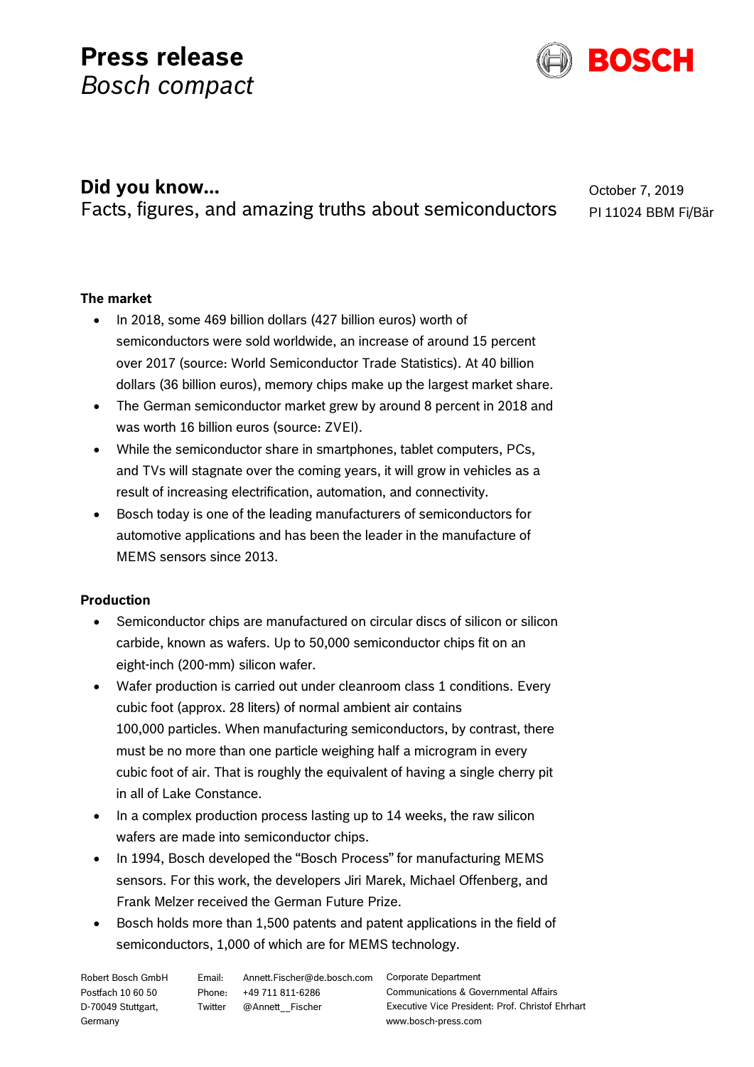# Press release
*Bosch compact*

## Did you know…
Facts, figures, and amazing truths about semiconductors

October 7, 2019
PI 11024 BBM Fi/Bär

**The market**

- In 2018, some 469 billion dollars (427 billion euros) worth of semiconductors were sold worldwide, an increase of around 15 percent over 2017 (source: World Semiconductor Trade Statistics). At 40 billion dollars (36 billion euros), memory chips make up the largest market share.
- The German semiconductor market grew by around 8 percent in 2018 and was worth 16 billion euros (source: ZVEI).
- While the semiconductor share in smartphones, tablet computers, PCs, and TVs will stagnate over the coming years, it will grow in vehicles as a result of increasing electrification, automation, and connectivity.
- Bosch today is one of the leading manufacturers of semiconductors for automotive applications and has been the leader in the manufacture of MEMS sensors since 2013.

**Production**

- Semiconductor chips are manufactured on circular discs of silicon or silicon carbide, known as wafers. Up to 50,000 semiconductor chips fit on an eight-inch (200-mm) silicon wafer.
- Wafer production is carried out under cleanroom class 1 conditions. Every cubic foot (approx. 28 liters) of normal ambient air contains 100,000 particles. When manufacturing semiconductors, by contrast, there must be no more than one particle weighing half a microgram in every cubic foot of air. That is roughly the equivalent of having a single cherry pit in all of Lake Constance.
- In a complex production process lasting up to 14 weeks, the raw silicon wafers are made into semiconductor chips.
- In 1994, Bosch developed the "Bosch Process" for manufacturing MEMS sensors. For this work, the developers Jiri Marek, Michael Offenberg, and Frank Melzer received the German Future Prize.
- Bosch holds more than 1,500 patents and patent applications in the field of semiconductors, 1,000 of which are for MEMS technology.

Robert Bosch GmbH
Postfach 10 60 50
D-70049 Stuttgart,
Germany

Email: Annett.Fischer@de.bosch.com
Phone: +49 711 811-6286
Twitter @Annett__Fischer

Corporate Department
Communications & Governmental Affairs
Executive Vice President: Prof. Christof Ehrhart
www.bosch-press.com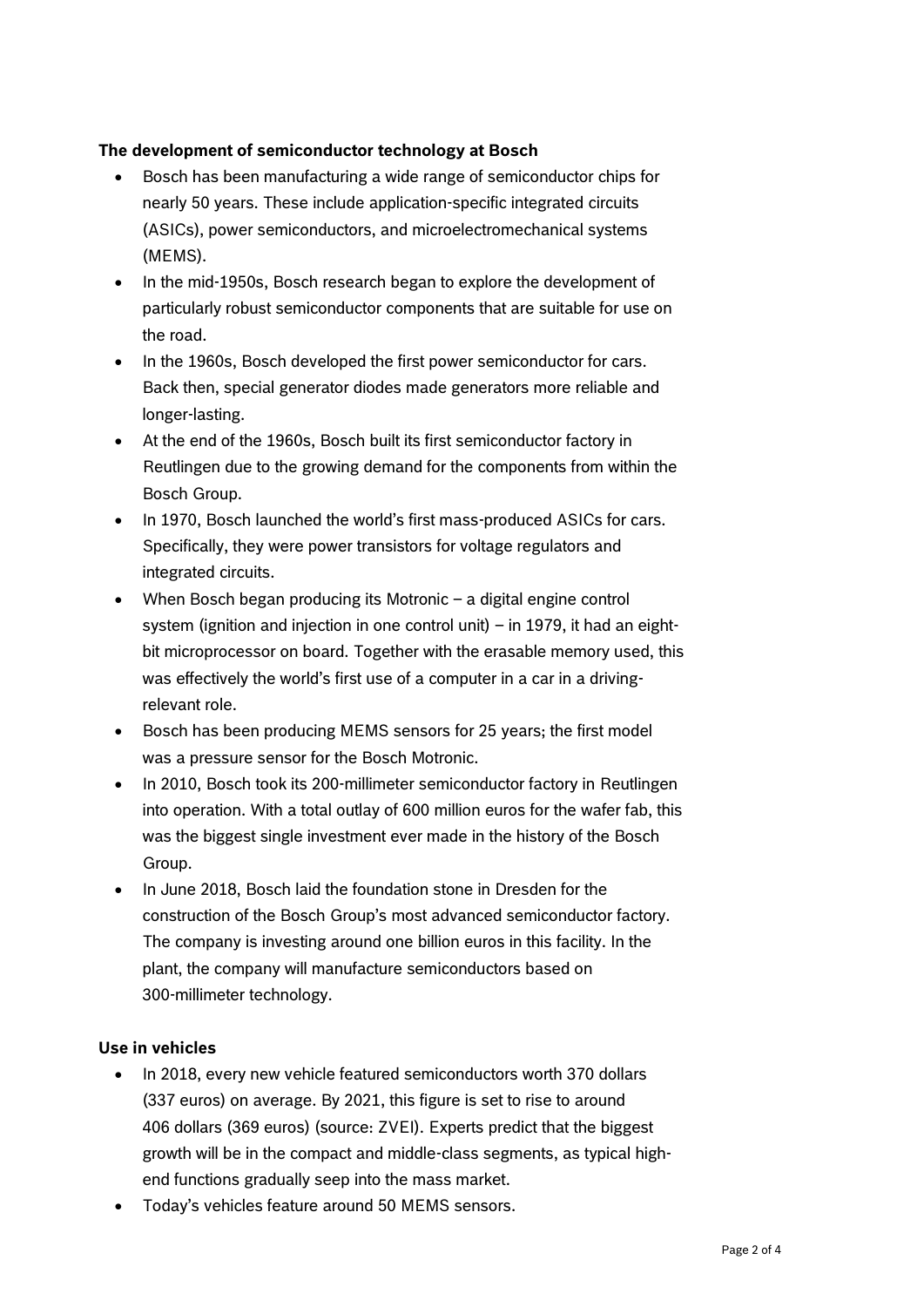**The development of semiconductor technology at Bosch**

- Bosch has been manufacturing a wide range of semiconductor chips for nearly 50 years. These include application-specific integrated circuits (ASICs), power semiconductors, and microelectromechanical systems (MEMS).
- In the mid-1950s, Bosch research began to explore the development of particularly robust semiconductor components that are suitable for use on the road.
- In the 1960s, Bosch developed the first power semiconductor for cars. Back then, special generator diodes made generators more reliable and longer-lasting.
- At the end of the 1960s, Bosch built its first semiconductor factory in Reutlingen due to the growing demand for the components from within the Bosch Group.
- In 1970, Bosch launched the world's first mass-produced ASICs for cars. Specifically, they were power transistors for voltage regulators and integrated circuits.
- When Bosch began producing its Motronic – a digital engine control system (ignition and injection in one control unit) – in 1979, it had an eight-bit microprocessor on board. Together with the erasable memory used, this was effectively the world's first use of a computer in a car in a driving-relevant role.
- Bosch has been producing MEMS sensors for 25 years; the first model was a pressure sensor for the Bosch Motronic.
- In 2010, Bosch took its 200-millimeter semiconductor factory in Reutlingen into operation. With a total outlay of 600 million euros for the wafer fab, this was the biggest single investment ever made in the history of the Bosch Group.
- In June 2018, Bosch laid the foundation stone in Dresden for the construction of the Bosch Group's most advanced semiconductor factory. The company is investing around one billion euros in this facility. In the plant, the company will manufacture semiconductors based on 300-millimeter technology.

**Use in vehicles**

- In 2018, every new vehicle featured semiconductors worth 370 dollars (337 euros) on average. By 2021, this figure is set to rise to around 406 dollars (369 euros) (source: ZVEI). Experts predict that the biggest growth will be in the compact and middle-class segments, as typical high-end functions gradually seep into the mass market.
- Today's vehicles feature around 50 MEMS sensors.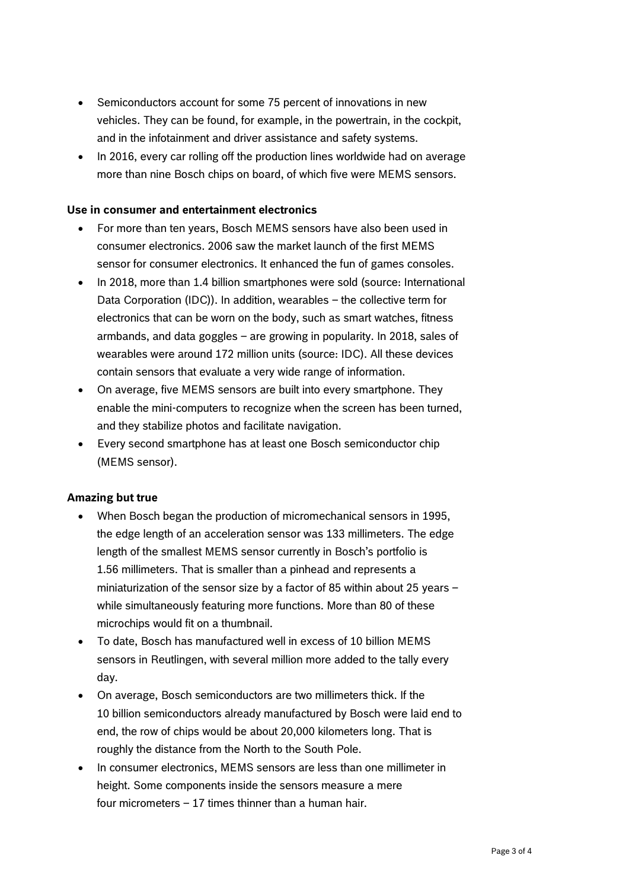- Semiconductors account for some 75 percent of innovations in new vehicles. They can be found, for example, in the powertrain, in the cockpit, and in the infotainment and driver assistance and safety systems.
- In 2016, every car rolling off the production lines worldwide had on average more than nine Bosch chips on board, of which five were MEMS sensors.

**Use in consumer and entertainment electronics**

- For more than ten years, Bosch MEMS sensors have also been used in consumer electronics. 2006 saw the market launch of the first MEMS sensor for consumer electronics. It enhanced the fun of games consoles.
- In 2018, more than 1.4 billion smartphones were sold (source: International Data Corporation (IDC)). In addition, wearables – the collective term for electronics that can be worn on the body, such as smart watches, fitness armbands, and data goggles – are growing in popularity. In 2018, sales of wearables were around 172 million units (source: IDC). All these devices contain sensors that evaluate a very wide range of information.
- On average, five MEMS sensors are built into every smartphone. They enable the mini-computers to recognize when the screen has been turned, and they stabilize photos and facilitate navigation.
- Every second smartphone has at least one Bosch semiconductor chip (MEMS sensor).

**Amazing but true**

- When Bosch began the production of micromechanical sensors in 1995, the edge length of an acceleration sensor was 133 millimeters. The edge length of the smallest MEMS sensor currently in Bosch's portfolio is 1.56 millimeters. That is smaller than a pinhead and represents a miniaturization of the sensor size by a factor of 85 within about 25 years – while simultaneously featuring more functions. More than 80 of these microchips would fit on a thumbnail.
- To date, Bosch has manufactured well in excess of 10 billion MEMS sensors in Reutlingen, with several million more added to the tally every day.
- On average, Bosch semiconductors are two millimeters thick. If the 10 billion semiconductors already manufactured by Bosch were laid end to end, the row of chips would be about 20,000 kilometers long. That is roughly the distance from the North to the South Pole.
- In consumer electronics, MEMS sensors are less than one millimeter in height. Some components inside the sensors measure a mere four micrometers – 17 times thinner than a human hair.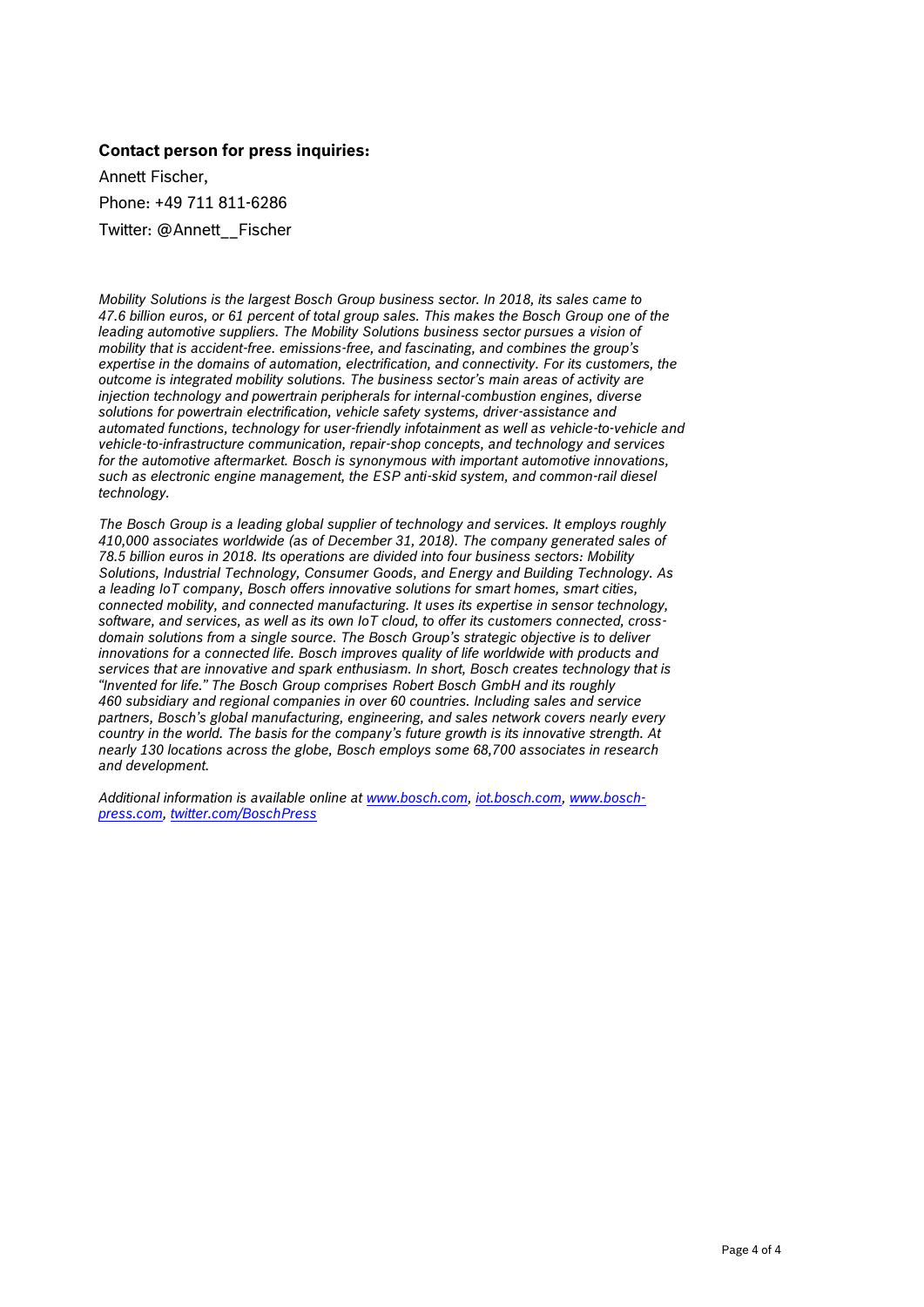**Contact person for press inquiries:**

Annett Fischer,

Phone: +49 711 811-6286

Twitter: @Annett__Fischer

*Mobility Solutions is the largest Bosch Group business sector. In 2018, its sales came to 47.6 billion euros, or 61 percent of total group sales. This makes the Bosch Group one of the leading automotive suppliers. The Mobility Solutions business sector pursues a vision of mobility that is accident-free. emissions-free, and fascinating, and combines the group's expertise in the domains of automation, electrification, and connectivity. For its customers, the outcome is integrated mobility solutions. The business sector's main areas of activity are injection technology and powertrain peripherals for internal-combustion engines, diverse solutions for powertrain electrification, vehicle safety systems, driver-assistance and automated functions, technology for user-friendly infotainment as well as vehicle-to-vehicle and vehicle-to-infrastructure communication, repair-shop concepts, and technology and services for the automotive aftermarket. Bosch is synonymous with important automotive innovations, such as electronic engine management, the ESP anti-skid system, and common-rail diesel technology.*

*The Bosch Group is a leading global supplier of technology and services. It employs roughly 410,000 associates worldwide (as of December 31, 2018). The company generated sales of 78.5 billion euros in 2018. Its operations are divided into four business sectors: Mobility Solutions, Industrial Technology, Consumer Goods, and Energy and Building Technology. As a leading IoT company, Bosch offers innovative solutions for smart homes, smart cities, connected mobility, and connected manufacturing. It uses its expertise in sensor technology, software, and services, as well as its own IoT cloud, to offer its customers connected, cross-domain solutions from a single source. The Bosch Group's strategic objective is to deliver innovations for a connected life. Bosch improves quality of life worldwide with products and services that are innovative and spark enthusiasm. In short, Bosch creates technology that is "Invented for life." The Bosch Group comprises Robert Bosch GmbH and its roughly 460 subsidiary and regional companies in over 60 countries. Including sales and service partners, Bosch's global manufacturing, engineering, and sales network covers nearly every country in the world. The basis for the company's future growth is its innovative strength. At nearly 130 locations across the globe, Bosch employs some 68,700 associates in research and development.*

*Additional information is available online at [www.bosch.com](http://www.bosch.com), [iot.bosch.com](http://iot.bosch.com), [www.bosch-press.com](http://www.bosch-press.com), [twitter.com/BoschPress](http://twitter.com/BoschPress)*